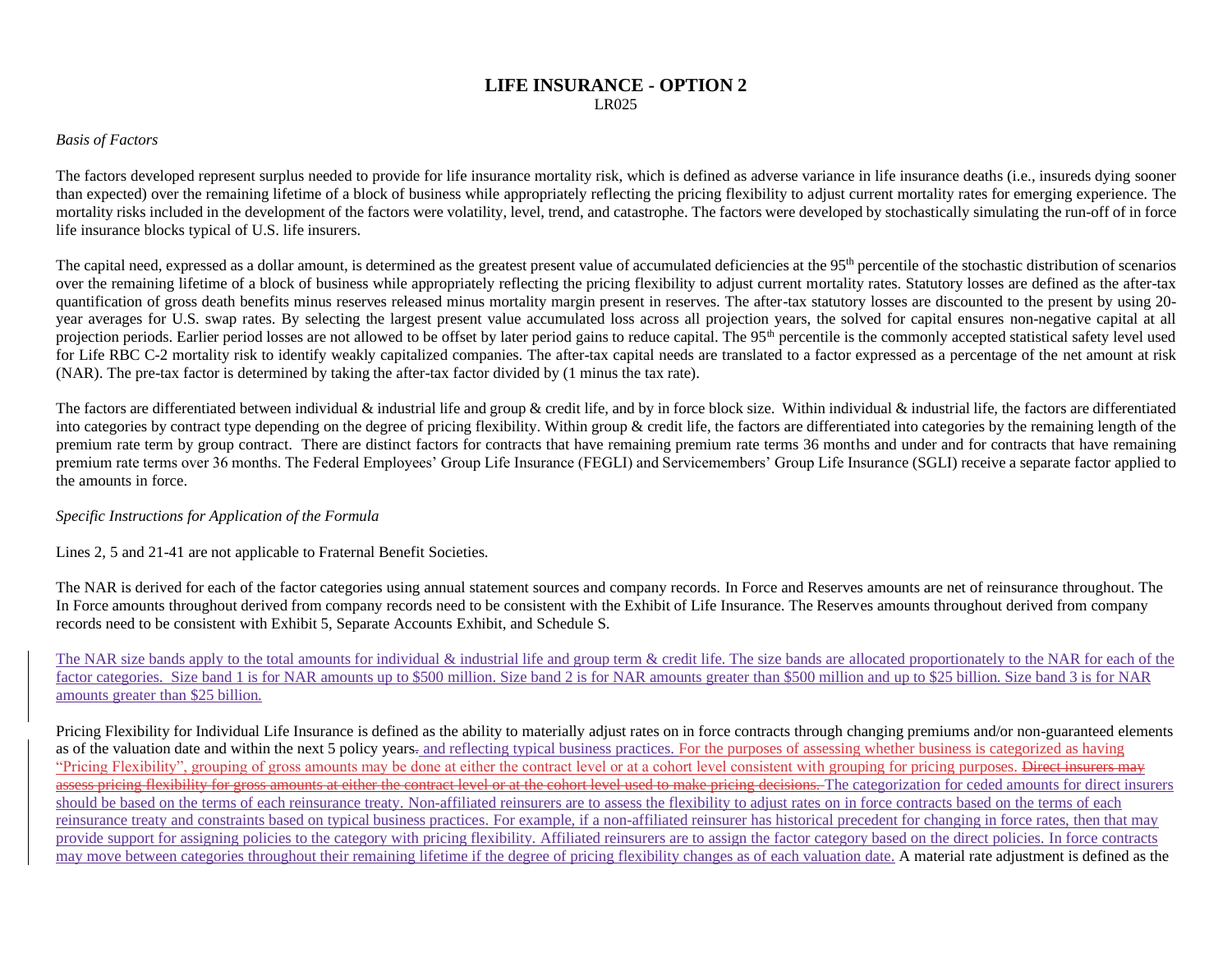# LIFE INSURANCE - OPTION 2

LR025

*Basis of Factors*

The factors developed represent surplus needed to provide for life insurance mortality risk, which is defined as adverse variance in life insurance deaths (i.e., insureds dying sooner than expected) over the remaining lifetime of a block of business while appropriately reflecting the pricing flexibility to adjust current mortality rates for emerging experience. The mortality risks included in the development of the factors were volatility, level, trend, and catastrophe. The factors were developed by stochastically simulating the run-off of in force life insurance blocks typical of U.S. life insurers.

The capital need, expressed as a dollar amount, is determined as the greatest present value of accumulated deficiencies at the 95th percentile of the stochastic distribution of scenarios over the remaining lifetime of a block of business while appropriately reflecting the pricing flexibility to adjust current mortality rates. Statutory losses are defined as the after-tax quantification of gross death benefits minus reserves released minus mortality margin present in reserves. The after-tax statutory losses are discounted to the present by using 20-year averages for U.S. swap rates. By selecting the largest present value accumulated loss across all projection years, the solved for capital ensures non-negative capital at all projection periods. Earlier period losses are not allowed to be offset by later period gains to reduce capital. The 95th percentile is the commonly accepted statistical safety level used for Life RBC C-2 mortality risk to identify weakly capitalized companies. The after-tax capital needs are translated to a factor expressed as a percentage of the net amount at risk (NAR). The pre-tax factor is determined by taking the after-tax factor divided by (1 minus the tax rate).

The factors are differentiated between individual & industrial life and group & credit life, and by in force block size. Within individual & industrial life, the factors are differentiated into categories by contract type depending on the degree of pricing flexibility. Within group & credit life, the factors are differentiated into categories by the remaining length of the premium rate term by group contract. There are distinct factors for contracts that have remaining premium rate terms 36 months and under and for contracts that have remaining premium rate terms over 36 months. The Federal Employees' Group Life Insurance (FEGLI) and Servicemembers' Group Life Insurance (SGLI) receive a separate factor applied to the amounts in force.

*Specific Instructions for Application of the Formula*

Lines 2, 5 and 21-41 are not applicable to Fraternal Benefit Societies.

The NAR is derived for each of the factor categories using annual statement sources and company records. In Force and Reserves amounts are net of reinsurance throughout. The In Force amounts throughout derived from company records need to be consistent with the Exhibit of Life Insurance. The Reserves amounts throughout derived from company records need to be consistent with Exhibit 5, Separate Accounts Exhibit, and Schedule S.

The NAR size bands apply to the total amounts for individual & industrial life and group term & credit life. The size bands are allocated proportionately to the NAR for each of the factor categories. Size band 1 is for NAR amounts up to $500 million. Size band 2 is for NAR amounts greater than $500 million and up to $25 billion. Size band 3 is for NAR amounts greater than $25 billion.

Pricing Flexibility for Individual Life Insurance is defined as the ability to materially adjust rates on in force contracts through changing premiums and/or non-guaranteed elements as of the valuation date and within the next 5 policy years~~.~~ and reflecting typical business practices. For the purposes of assessing whether business is categorized as having "Pricing Flexibility", grouping of gross amounts may be done at either the contract level or at a cohort level consistent with grouping for pricing purposes. ~~Direct insurers may assess pricing flexibility for gross amounts at either the contract level or at the cohort level used to make pricing decisions.~~ The categorization for ceded amounts for direct insurers should be based on the terms of each reinsurance treaty. Non-affiliated reinsurers are to assess the flexibility to adjust rates on in force contracts based on the terms of each reinsurance treaty and constraints based on typical business practices. For example, if a non-affiliated reinsurer has historical precedent for changing in force rates, then that may provide support for assigning policies to the category with pricing flexibility. Affiliated reinsurers are to assign the factor category based on the direct policies. In force contracts may move between categories throughout their remaining lifetime if the degree of pricing flexibility changes as of each valuation date. A material rate adjustment is defined as the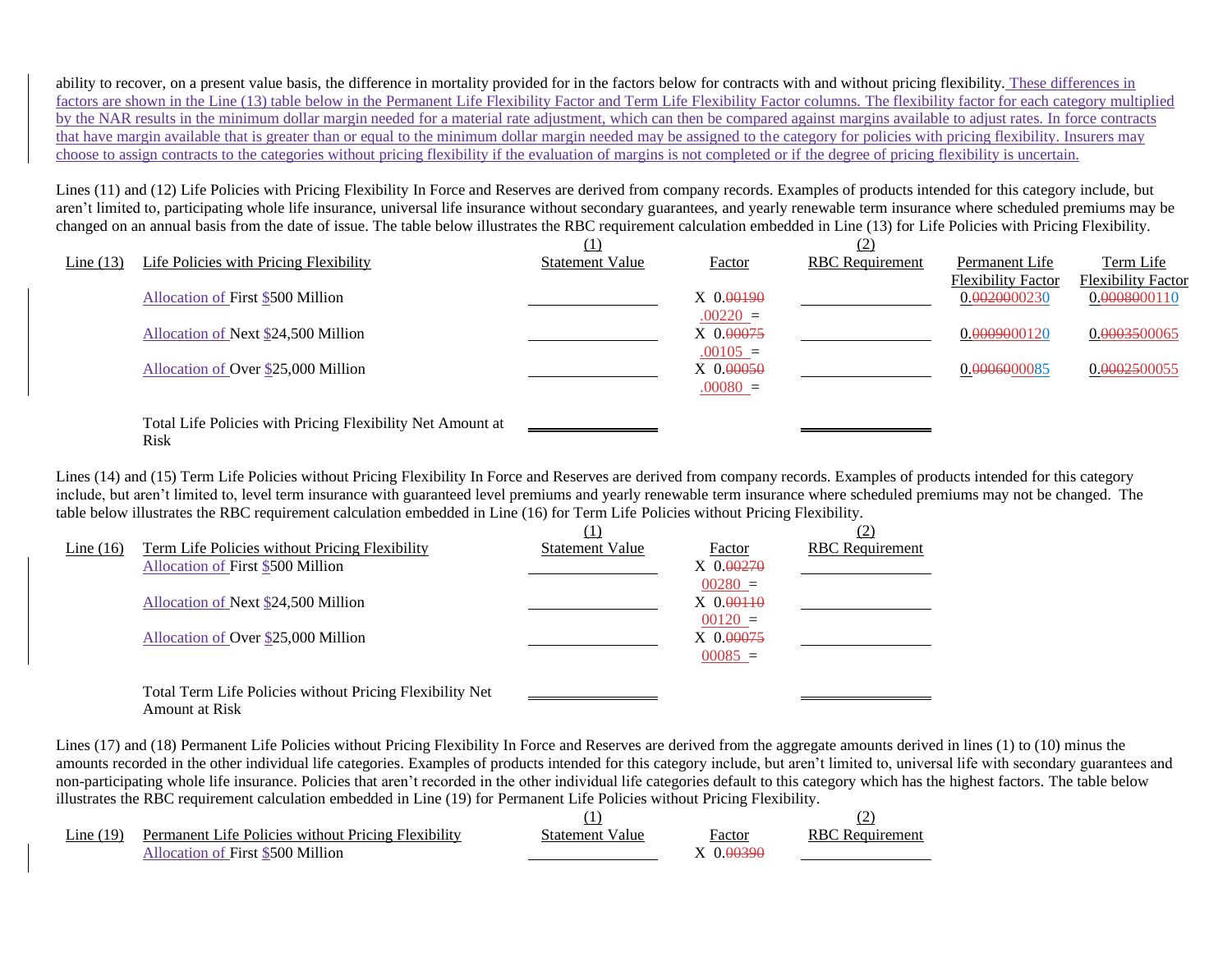ability to recover, on a present value basis, the difference in mortality provided for in the factors below for contracts with and without pricing flexibility. These differences in factors are shown in the Line (13) table below in the Permanent Life Flexibility Factor and Term Life Flexibility Factor columns. The flexibility factor for each category multiplied by the NAR results in the minimum dollar margin needed for a material rate adjustment, which can then be compared against margins available to adjust rates. In force contracts that have margin available that is greater than or equal to the minimum dollar margin needed may be assigned to the category for policies with pricing flexibility. Insurers may choose to assign contracts to the categories without pricing flexibility if the evaluation of margins is not completed or if the degree of pricing flexibility is uncertain.

Lines (11) and (12) Life Policies with Pricing Flexibility In Force and Reserves are derived from company records. Examples of products intended for this category include, but aren't limited to, participating whole life insurance, universal life insurance without secondary guarantees, and yearly renewable term insurance where scheduled premiums may be changed on an annual basis from the date of issue. The table below illustrates the RBC requirement calculation embedded in Line (13) for Life Policies with Pricing Flexibility.

| | | (1) | | (2) | | |
|---|---|---|---|---|---|---|
| Line (13) | Life Policies with Pricing Flexibility | Statement Value | Factor | RBC Requirement | Permanent Life Flexibility Factor | Term Life Flexibility Factor |
| | Allocation of First $500 Million | ________ | X 0.~~00190~~ .00220 = | ________ | 0.~~00200~~00230 | 0.~~00080~~00110 |
| | Allocation of Next $24,500 Million | ________ | X 0.~~00075~~ .00105 = | ________ | 0.~~00090~~00120 | 0.~~00035~~00065 |
| | Allocation of Over $25,000 Million | ________ | X 0.~~00050~~ .00080 = | ________ | 0.~~00060~~00085 | 0.~~00025~~00055 |
| | Total Life Policies with Pricing Flexibility Net Amount at Risk | ________ | | ________ | | |

Lines (14) and (15) Term Life Policies without Pricing Flexibility In Force and Reserves are derived from company records. Examples of products intended for this category include, but aren't limited to, level term insurance with guaranteed level premiums and yearly renewable term insurance where scheduled premiums may not be changed. The table below illustrates the RBC requirement calculation embedded in Line (16) for Term Life Policies without Pricing Flexibility.

| | | (1) | | (2) |
|---|---|---|---|---|
| Line (16) | Term Life Policies without Pricing Flexibility | Statement Value | Factor | RBC Requirement |
| | Allocation of First $500 Million | ________ | X 0.~~00270~~ 00280 = | ________ |
| | Allocation of Next $24,500 Million | ________ | X 0.~~00110~~ 00120 = | ________ |
| | Allocation of Over $25,000 Million | ________ | X 0.~~00075~~ 00085 = | ________ |
| | Total Term Life Policies without Pricing Flexibility Net Amount at Risk | ________ | | ________ |

Lines (17) and (18) Permanent Life Policies without Pricing Flexibility In Force and Reserves are derived from the aggregate amounts derived in lines (1) to (10) minus the amounts recorded in the other individual life categories. Examples of products intended for this category include, but aren't limited to, universal life with secondary guarantees and non-participating whole life insurance. Policies that aren't recorded in the other individual life categories default to this category which has the highest factors. The table below illustrates the RBC requirement calculation embedded in Line (19) for Permanent Life Policies without Pricing Flexibility.

| | | (1) | | (2) |
|---|---|---|---|---|
| Line (19) | Permanent Life Policies without Pricing Flexibility | Statement Value | Factor | RBC Requirement |
| | Allocation of First $500 Million | ________ | X 0.~~00390~~ | ________ |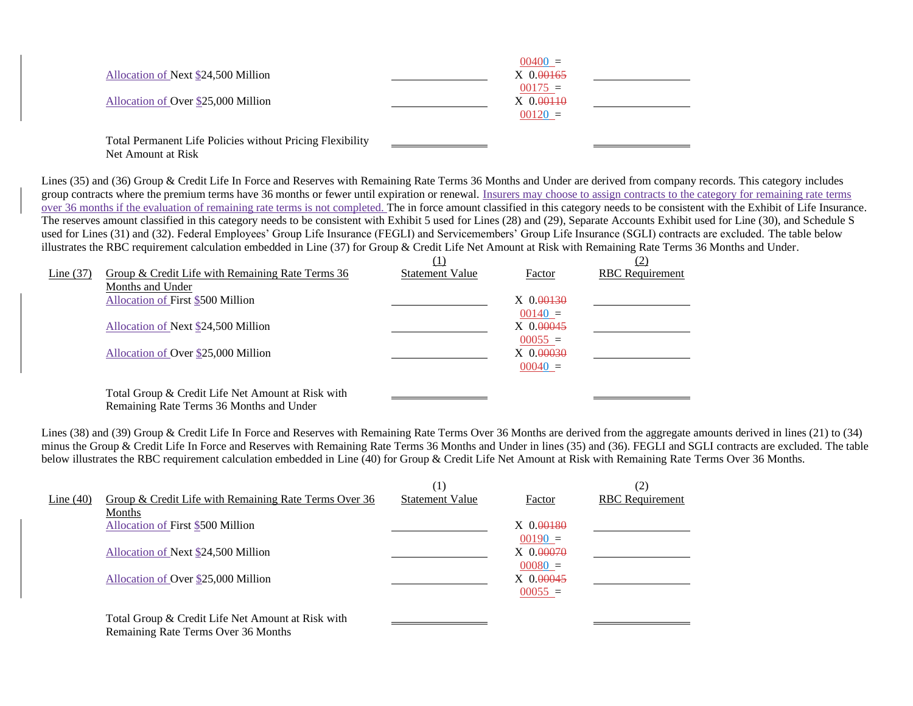| | | | Factor | |
|---|---|---|---|---|
| | | | 00400 = | |
| | Allocation of Next $24,500 Million | | X 0.00165 00175 = | |
| | Allocation of Over $25,000 Million | | X 0.00110 00120 = | |
| | Total Permanent Life Policies without Pricing Flexibility Net Amount at Risk | | | |

Lines (35) and (36) Group & Credit Life In Force and Reserves with Remaining Rate Terms 36 Months and Under are derived from company records. This category includes group contracts where the premium terms have 36 months or fewer until expiration or renewal. Insurers may choose to assign contracts to the category for remaining rate terms over 36 months if the evaluation of remaining rate terms is not completed. The in force amount classified in this category needs to be consistent with the Exhibit of Life Insurance. The reserves amount classified in this category needs to be consistent with Exhibit 5 used for Lines (28) and (29), Separate Accounts Exhibit used for Line (30), and Schedule S used for Lines (31) and (32). Federal Employees' Group Life Insurance (FEGLI) and Servicemembers' Group Life Insurance (SGLI) contracts are excluded. The table below illustrates the RBC requirement calculation embedded in Line (37) for Group & Credit Life Net Amount at Risk with Remaining Rate Terms 36 Months and Under.

| | | (1) | | (2) |
|---|---|---|---|---|
| Line (37) | Group & Credit Life with Remaining Rate Terms 36 Months and Under | Statement Value | Factor | RBC Requirement |
| | Allocation of First $500 Million | | X 0.00130 00140 = | |
| | Allocation of Next $24,500 Million | | X 0.00045 00055 = | |
| | Allocation of Over $25,000 Million | | X 0.00030 00040 = | |
| | Total Group & Credit Life Net Amount at Risk with Remaining Rate Terms 36 Months and Under | | | |

Lines (38) and (39) Group & Credit Life In Force and Reserves with Remaining Rate Terms Over 36 Months are derived from the aggregate amounts derived in lines (21) to (34) minus the Group & Credit Life In Force and Reserves with Remaining Rate Terms 36 Months and Under in lines (35) and (36). FEGLI and SGLI contracts are excluded. The table below illustrates the RBC requirement calculation embedded in Line (40) for Group & Credit Life Net Amount at Risk with Remaining Rate Terms Over 36 Months.

| | | (1) | | (2) |
|---|---|---|---|---|
| Line (40) | Group & Credit Life with Remaining Rate Terms Over 36 Months | Statement Value | Factor | RBC Requirement |
| | Allocation of First $500 Million | | X 0.00180 00190 = | |
| | Allocation of Next $24,500 Million | | X 0.00070 00080 = | |
| | Allocation of Over $25,000 Million | | X 0.00045 00055 = | |
| | Total Group & Credit Life Net Amount at Risk with Remaining Rate Terms Over 36 Months | | | |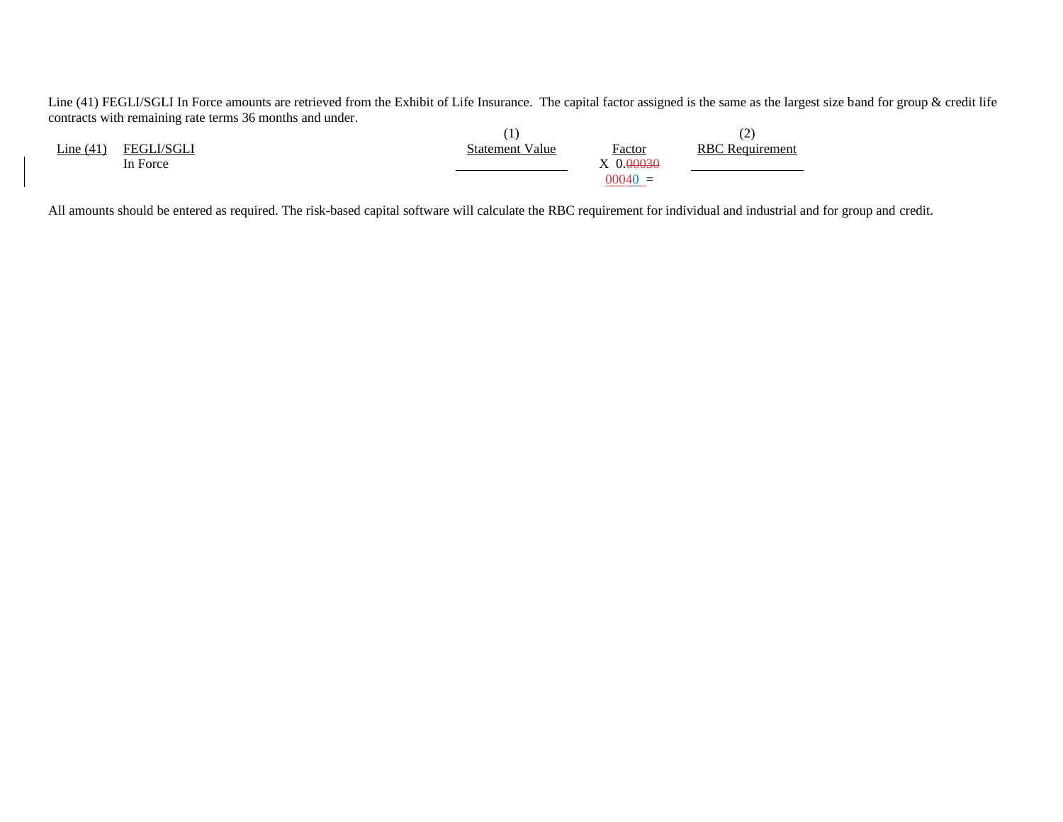Line (41) FEGLI/SGLI In Force amounts are retrieved from the Exhibit of Life Insurance. The capital factor assigned is the same as the largest size band for group & credit life contracts with remaining rate terms 36 months and under.

| | | (1) | | (2) |
|---|---|---|---|---|
| Line (41) | FEGLI/SGLI | Statement Value | Factor | RBC Requirement |
| | In Force | ________ | X 0.~~00030~~ 00040 = | ________ |

All amounts should be entered as required. The risk-based capital software will calculate the RBC requirement for individual and industrial and for group and credit.